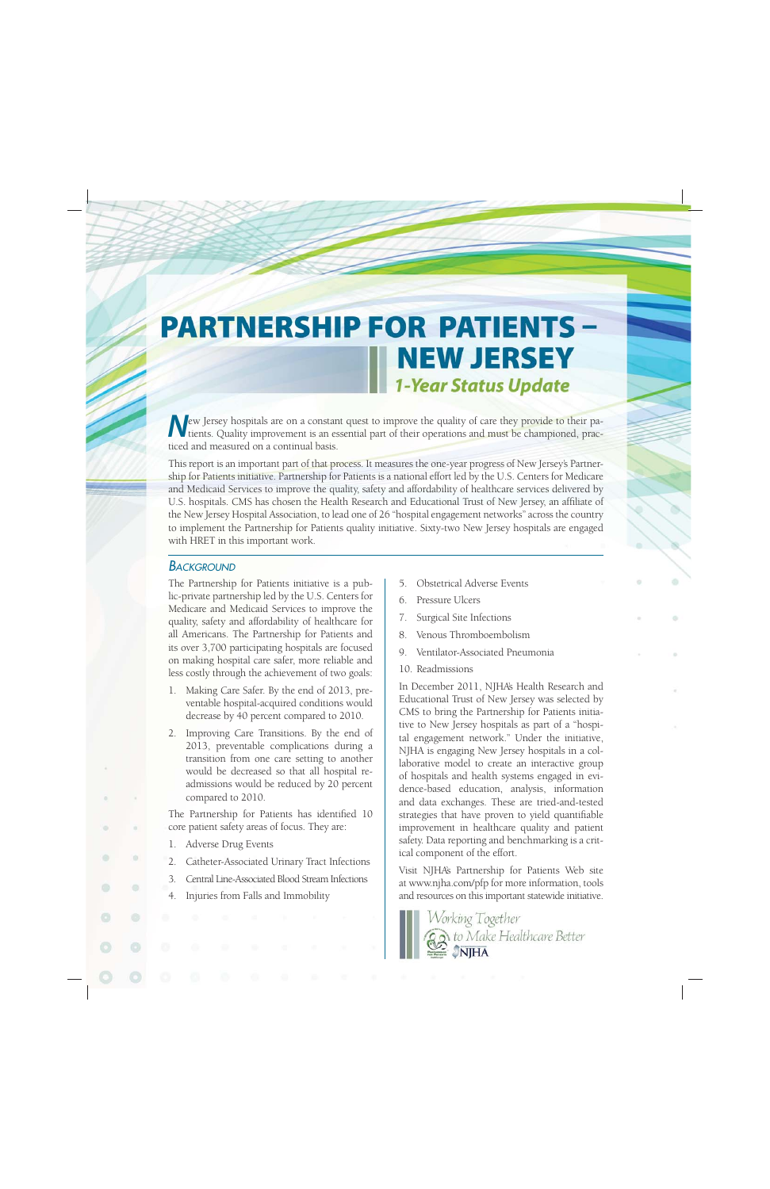# PARTNERSHIP FOR PATIENTS – NEW JERSEY

## *1-Year Status Update*

New Jersey hospitals are on a constant quest to improve the quality of care they provide to their patients. Quality improvement is an essential part of their operations and must be championed, practiced and measured on a continual basis.

This report is an important part of that process. It measures the one-year progress of New Jersey's Partnership for Patients initiative. Partnership for Patients is a national effort led by the U.S. Centers for Medicare and Medicaid Services to improve the quality, safety and affordability of healthcare services delivered by U.S. hospitals. CMS has chosen the Health Research and Educational Trust of New Jersey, an affiliate of the New Jersey Hospital Association, to lead one of 26 "hospital engagement networks" across the country to implement the Partnership for Patients quality initiative. Sixty-two New Jersey hospitals are engaged with HRET in this important work.

## *Background*

The Partnership for Patients initiative is a public-private partnership led by the U.S. Centers for Medicare and Medicaid Services to improve the quality, safety and affordability of healthcare for all Americans. The Partnership for Patients and its over 3,700 participating hospitals are focused on making hospital care safer, more reliable and less costly through the achievement of two goals:

1. Making Care Safer. By the end of 2013, preventable hospital-acquired conditions would decrease by 40 percent compared to 2010.
2. Improving Care Transitions. By the end of 2013, preventable complications during a transition from one care setting to another would be decreased so that all hospital readmissions would be reduced by 20 percent compared to 2010.

The Partnership for Patients has identified 10 core patient safety areas of focus. They are:

1. Adverse Drug Events
2. Catheter-Associated Urinary Tract Infections
3. Central Line-Associated Blood Stream Infections
4. Injuries from Falls and Immobility
5. Obstetrical Adverse Events
6. Pressure Ulcers
7. Surgical Site Infections
8. Venous Thromboembolism
9. Ventilator-Associated Pneumonia
10. Readmissions

In December 2011, NJHA's Health Research and Educational Trust of New Jersey was selected by CMS to bring the Partnership for Patients initiative to New Jersey hospitals as part of a "hospital engagement network." Under the initiative, NJHA is engaging New Jersey hospitals in a collaborative model to create an interactive group of hospitals and health systems engaged in evidence-based education, analysis, information and data exchanges. These are tried-and-tested strategies that have proven to yield quantifiable improvement in healthcare quality and patient safety. Data reporting and benchmarking is a critical component of the effort.

Visit NJHA's Partnership for Patients Web site at www.njha.com/pfp for more information, tools and resources on this important statewide initiative.

*Working Together to Make Healthcare Better*

NJHA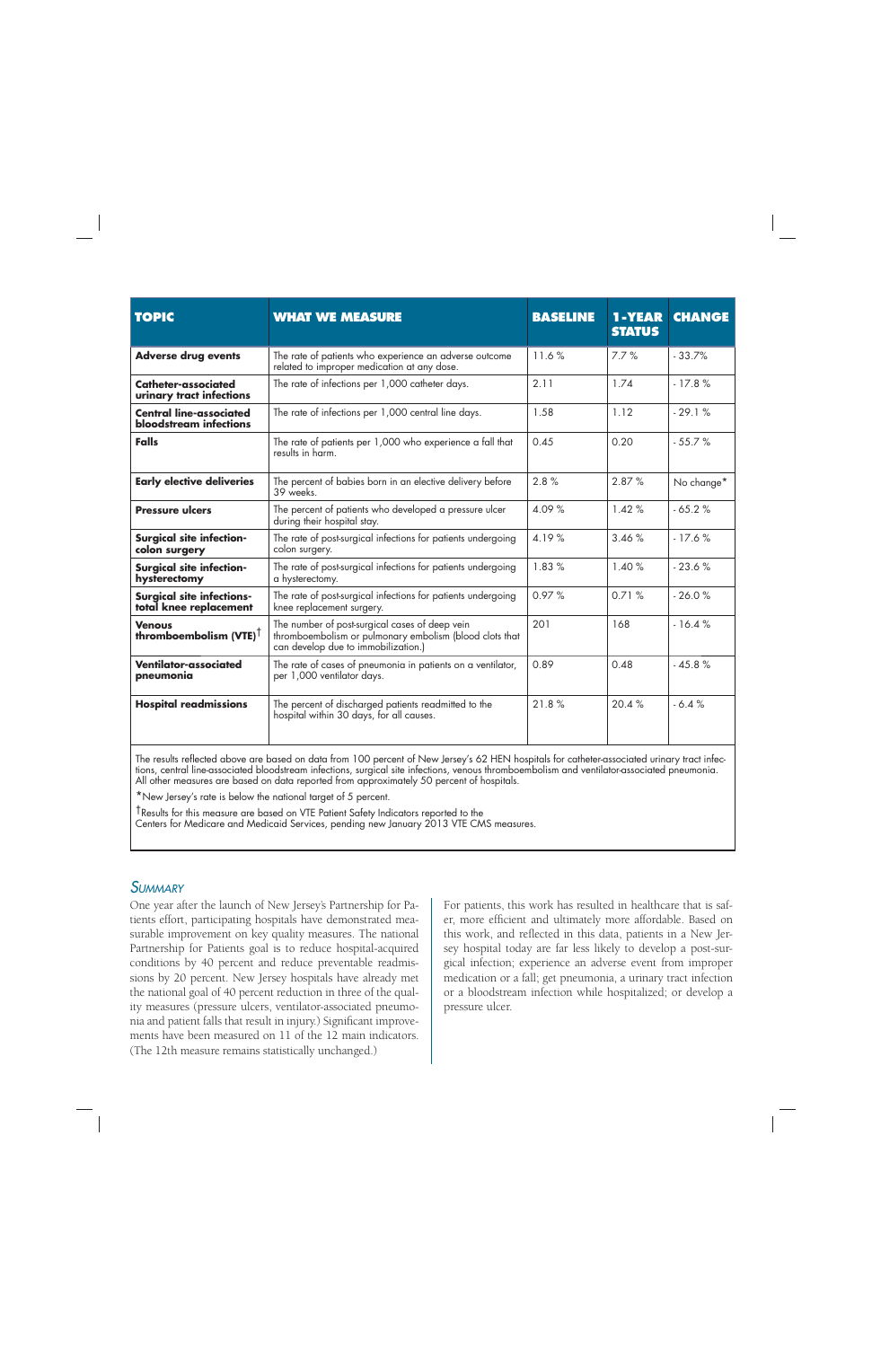| TOPIC | WHAT WE MEASURE | BASELINE | 1-YEAR STATUS | CHANGE |
|---|---|---|---|---|
| **Adverse drug events** | The rate of patients who experience an adverse outcome related to improper medication at any dose. | 11.6 % | 7.7 % | - 33.7% |
| **Catheter-associated urinary tract infections** | The rate of infections per 1,000 catheter days. | 2.11 | 1.74 | - 17.8 % |
| **Central line-associated bloodstream infections** | The rate of infections per 1,000 central line days. | 1.58 | 1.12 | - 29.1 % |
| **Falls** | The rate of patients per 1,000 who experience a fall that results in harm. | 0.45 | 0.20 | - 55.7 % |
| **Early elective deliveries** | The percent of babies born in an elective delivery before 39 weeks. | 2.8 % | 2.87 % | No change* |
| **Pressure ulcers** | The percent of patients who developed a pressure ulcer during their hospital stay. | 4.09 % | 1.42 % | - 65.2 % |
| **Surgical site infection-colon surgery** | The rate of post-surgical infections for patients undergoing colon surgery. | 4.19 % | 3.46 % | - 17.6 % |
| **Surgical site infection-hysterectomy** | The rate of post-surgical infections for patients undergoing a hysterectomy. | 1.83 % | 1.40 % | - 23.6 % |
| **Surgical site infections-total knee replacement** | The rate of post-surgical infections for patients undergoing knee replacement surgery. | 0.97 % | 0.71 % | - 26.0 % |
| **Venous thromboembolism (VTE)†** | The number of post-surgical cases of deep vein thromboembolism or pulmonary embolism (blood clots that can develop due to immobilization.) | 201 | 168 | - 16.4 % |
| **Ventilator-associated pneumonia** | The rate of cases of pneumonia in patients on a ventilator, per 1,000 ventilator days. | 0.89 | 0.48 | - 45.8 % |
| **Hospital readmissions** | The percent of discharged patients readmitted to the hospital within 30 days, for all causes. | 21.8 % | 20.4 % | - 6.4 % |

The results reflected above are based on data from 100 percent of New Jersey's 62 HEN hospitals for catheter-associated urinary tract infections, central line-associated bloodstream infections, surgical site infections, venous thromboembolism and ventilator-associated pneumonia. All other measures are based on data reported from approximately 50 percent of hospitals.

*New Jersey's rate is below the national target of 5 percent.

†Results for this measure are based on VTE Patient Safety Indicators reported to the Centers for Medicare and Medicaid Services, pending new January 2013 VTE CMS measures.

## *Summary*

One year after the launch of New Jersey's Partnership for Patients effort, participating hospitals have demonstrated measurable improvement on key quality measures. The national Partnership for Patients goal is to reduce hospital-acquired conditions by 40 percent and reduce preventable readmissions by 20 percent. New Jersey hospitals have already met the national goal of 40 percent reduction in three of the quality measures (pressure ulcers, ventilator-associated pneumonia and patient falls that result in injury.) Significant improvements have been measured on 11 of the 12 main indicators. (The 12th measure remains statistically unchanged.)

For patients, this work has resulted in healthcare that is safer, more efficient and ultimately more affordable. Based on this work, and reflected in this data, patients in a New Jersey hospital today are far less likely to develop a post-surgical infection; experience an adverse event from improper medication or a fall; get pneumonia, a urinary tract infection or a bloodstream infection while hospitalized; or develop a pressure ulcer.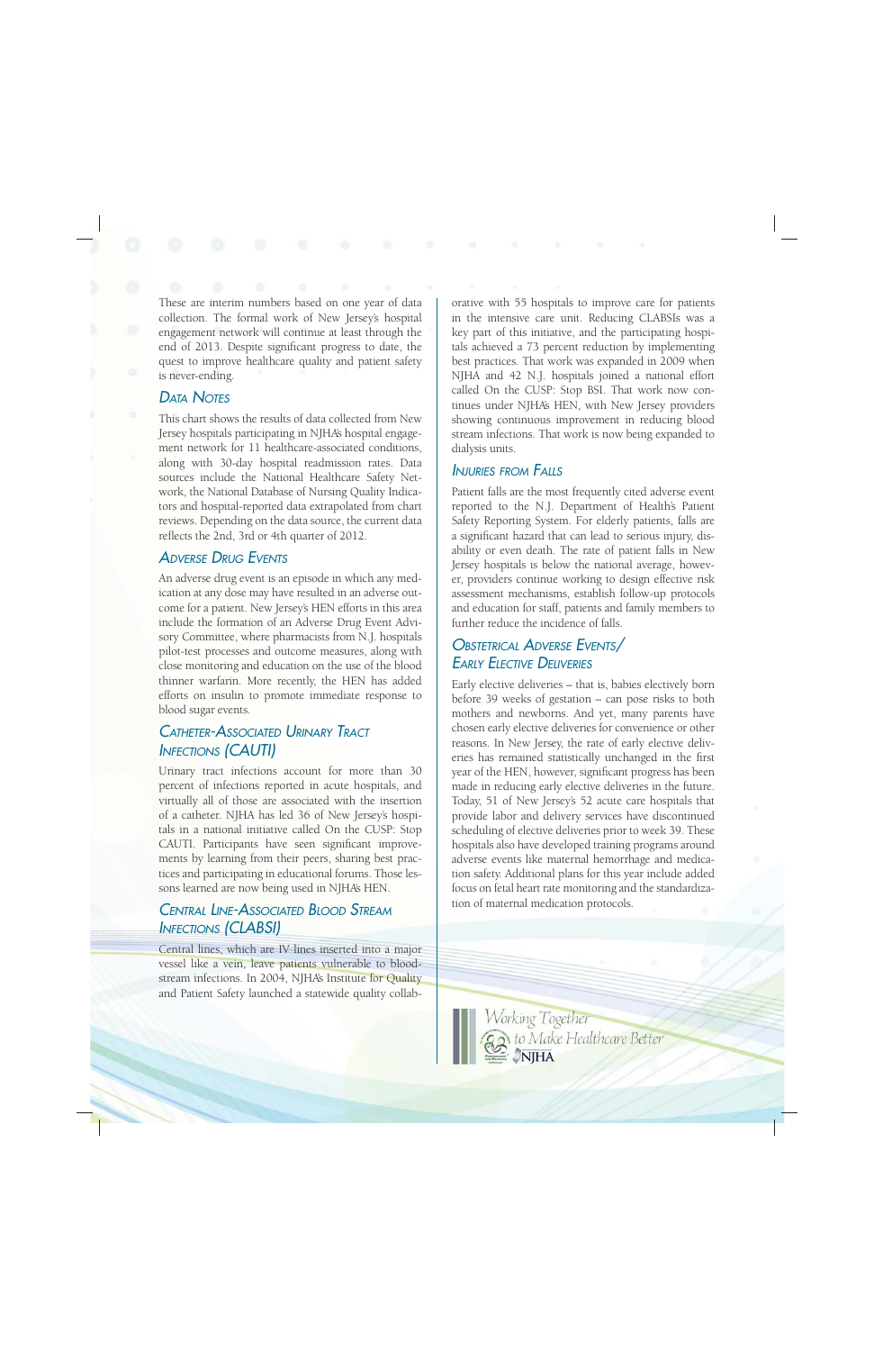These are interim numbers based on one year of data collection. The formal work of New Jersey's hospital engagement network will continue at least through the end of 2013. Despite significant progress to date, the quest to improve healthcare quality and patient safety is never-ending.

## Data Notes

This chart shows the results of data collected from New Jersey hospitals participating in NJHA's hospital engagement network for 11 healthcare-associated conditions, along with 30-day hospital readmission rates. Data sources include the National Healthcare Safety Network, the National Database of Nursing Quality Indicators and hospital-reported data extrapolated from chart reviews. Depending on the data source, the current data reflects the 2nd, 3rd or 4th quarter of 2012.

## Adverse Drug Events

An adverse drug event is an episode in which any medication at any dose may have resulted in an adverse outcome for a patient. New Jersey's HEN efforts in this area include the formation of an Adverse Drug Event Advisory Committee, where pharmacists from N.J. hospitals pilot-test processes and outcome measures, along with close monitoring and education on the use of the blood thinner warfarin. More recently, the HEN has added efforts on insulin to promote immediate response to blood sugar events.

## Catheter-Associated Urinary Tract Infections (CAUTI)

Urinary tract infections account for more than 30 percent of infections reported in acute hospitals, and virtually all of those are associated with the insertion of a catheter. NJHA has led 36 of New Jersey's hospitals in a national initiative called On the CUSP: Stop CAUTI. Participants have seen significant improvements by learning from their peers, sharing best practices and participating in educational forums. Those lessons learned are now being used in NJHA's HEN.

## Central Line-Associated Blood Stream Infections (CLABSI)

Central lines, which are IV lines inserted into a major vessel like a vein, leave patients vulnerable to bloodstream infections. In 2004, NJHA's Institute for Quality and Patient Safety launched a statewide quality collaborative with 55 hospitals to improve care for patients in the intensive care unit. Reducing CLABSIs was a key part of this initiative, and the participating hospitals achieved a 73 percent reduction by implementing best practices. That work was expanded in 2009 when NJHA and 42 N.J. hospitals joined a national effort called On the CUSP: Stop BSI. That work now continues under NJHA's HEN, with New Jersey providers showing continuous improvement in reducing blood stream infections. That work is now being expanded to dialysis units.

## Injuries from Falls

Patient falls are the most frequently cited adverse event reported to the N.J. Department of Health's Patient Safety Reporting System. For elderly patients, falls are a significant hazard that can lead to serious injury, disability or even death. The rate of patient falls in New Jersey hospitals is below the national average, however, providers continue working to design effective risk assessment mechanisms, establish follow-up protocols and education for staff, patients and family members to further reduce the incidence of falls.

## Obstetrical Adverse Events/ Early Elective Deliveries

Early elective deliveries – that is, babies electively born before 39 weeks of gestation – can pose risks to both mothers and newborns. And yet, many parents have chosen early elective deliveries for convenience or other reasons. In New Jersey, the rate of early elective deliveries has remained statistically unchanged in the first year of the HEN, however, significant progress has been made in reducing early elective deliveries in the future. Today, 51 of New Jersey's 52 acute care hospitals that provide labor and delivery services have discontinued scheduling of elective deliveries prior to week 39. These hospitals also have developed training programs around adverse events like maternal hemorrhage and medication safety. Additional plans for this year include added focus on fetal heart rate monitoring and the standardization of maternal medication protocols.

*Working Together to Make Healthcare Better*

NJHA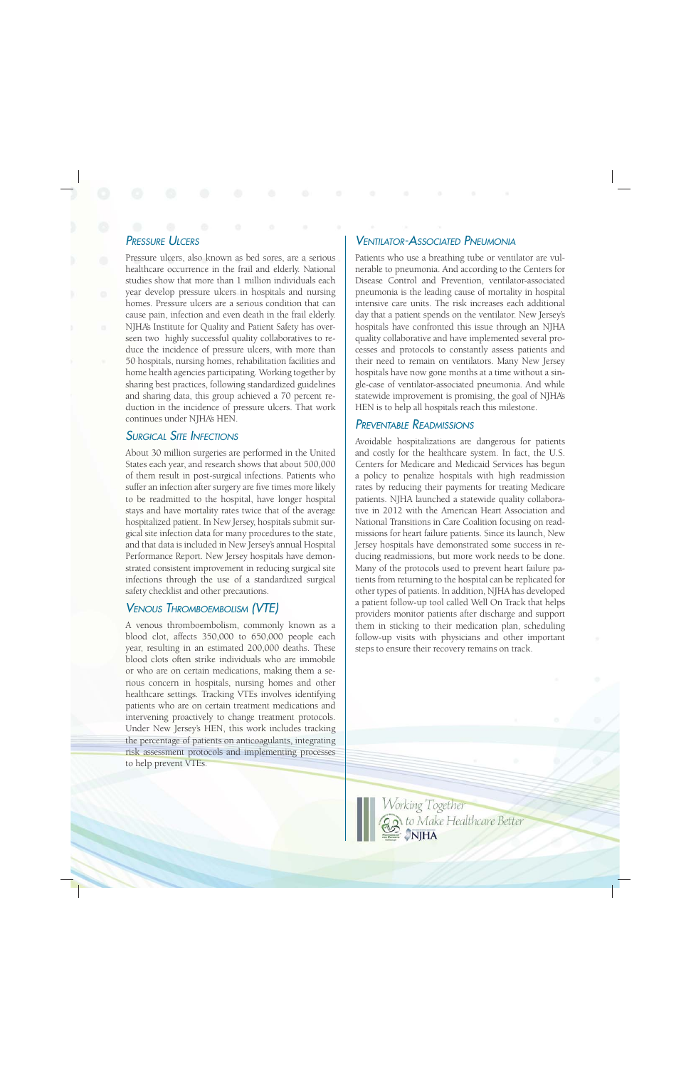## Pressure Ulcers

Pressure ulcers, also known as bed sores, are a serious healthcare occurrence in the frail and elderly. National studies show that more than 1 million individuals each year develop pressure ulcers in hospitals and nursing homes. Pressure ulcers are a serious condition that can cause pain, infection and even death in the frail elderly. NJHA's Institute for Quality and Patient Safety has overseen two highly successful quality collaboratives to reduce the incidence of pressure ulcers, with more than 50 hospitals, nursing homes, rehabilitation facilities and home health agencies participating. Working together by sharing best practices, following standardized guidelines and sharing data, this group achieved a 70 percent reduction in the incidence of pressure ulcers. That work continues under NJHA's HEN.

## Surgical Site Infections

About 30 million surgeries are performed in the United States each year, and research shows that about 500,000 of them result in post-surgical infections. Patients who suffer an infection after surgery are five times more likely to be readmitted to the hospital, have longer hospital stays and have mortality rates twice that of the average hospitalized patient. In New Jersey, hospitals submit surgical site infection data for many procedures to the state, and that data is included in New Jersey's annual Hospital Performance Report. New Jersey hospitals have demonstrated consistent improvement in reducing surgical site infections through the use of a standardized surgical safety checklist and other precautions.

## Venous Thromboembolism (VTE)

A venous thromboembolism, commonly known as a blood clot, affects 350,000 to 650,000 people each year, resulting in an estimated 200,000 deaths. These blood clots often strike individuals who are immobile or who are on certain medications, making them a serious concern in hospitals, nursing homes and other healthcare settings. Tracking VTEs involves identifying patients who are on certain treatment medications and intervening proactively to change treatment protocols. Under New Jersey's HEN, this work includes tracking the percentage of patients on anticoagulants, integrating risk assessment protocols and implementing processes to help prevent VTEs.

## Ventilator-Associated Pneumonia

Patients who use a breathing tube or ventilator are vulnerable to pneumonia. And according to the Centers for Disease Control and Prevention, ventilator-associated pneumonia is the leading cause of mortality in hospital intensive care units. The risk increases each additional day that a patient spends on the ventilator. New Jersey's hospitals have confronted this issue through an NJHA quality collaborative and have implemented several processes and protocols to constantly assess patients and their need to remain on ventilators. Many New Jersey hospitals have now gone months at a time without a single-case of ventilator-associated pneumonia. And while statewide improvement is promising, the goal of NJHA's HEN is to help all hospitals reach this milestone.

## Preventable Readmissions

Avoidable hospitalizations are dangerous for patients and costly for the healthcare system. In fact, the U.S. Centers for Medicare and Medicaid Services has begun a policy to penalize hospitals with high readmission rates by reducing their payments for treating Medicare patients. NJHA launched a statewide quality collaborative in 2012 with the American Heart Association and National Transitions in Care Coalition focusing on readmissions for heart failure patients. Since its launch, New Jersey hospitals have demonstrated some success in reducing readmissions, but more work needs to be done. Many of the protocols used to prevent heart failure patients from returning to the hospital can be replicated for other types of patients. In addition, NJHA has developed a patient follow-up tool called Well On Track that helps providers monitor patients after discharge and support them in sticking to their medication plan, scheduling follow-up visits with physicians and other important steps to ensure their recovery remains on track.

*Working Together to Make Healthcare Better*

NJHA